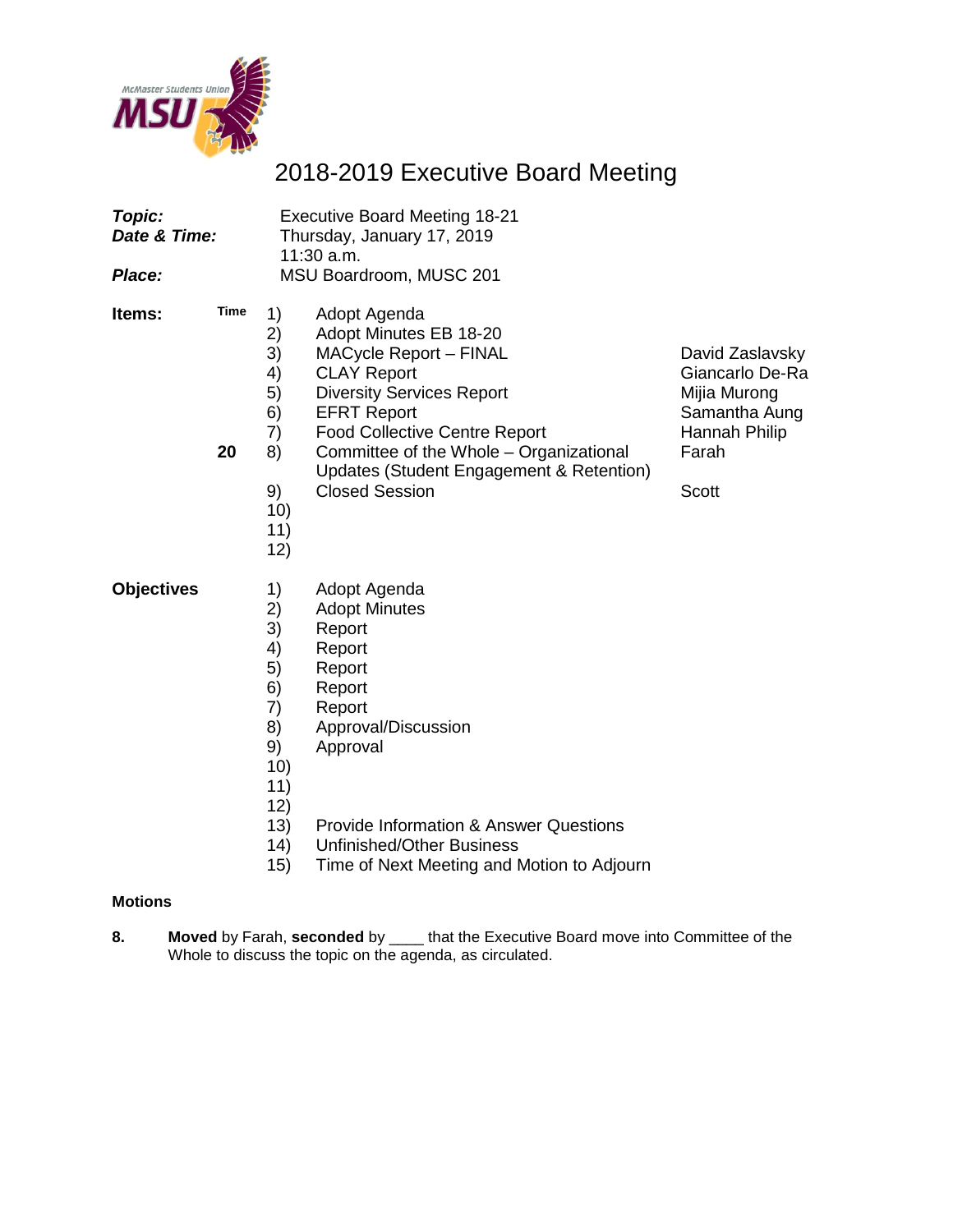# 2018-2019 Executive Board Meeting

| | |
|---|---|
| ***Topic:*** | Executive Board Meeting 18-21 |
| ***Date & Time:*** | Thursday, January 17, 2019<br>11:30 a.m. |
| ***Place:*** | MSU Boardroom, MUSC 201 |

**Items:**

| Time | # | Item | Presenter |
|---|---|---|---|
| | 1) | Adopt Agenda | |
| | 2) | Adopt Minutes EB 18-20 | |
| | 3) | MACycle Report – FINAL | David Zaslavsky |
| | 4) | CLAY Report | Giancarlo De-Ra |
| | 5) | Diversity Services Report | Mijia Murong |
| | 6) | EFRT Report | Samantha Aung |
| | 7) | Food Collective Centre Report | Hannah Philip |
| **20** | 8) | Committee of the Whole – Organizational Updates (Student Engagement & Retention) | Farah |
| | 9) | Closed Session | Scott |
| | 10) | | |
| | 11) | | |
| | 12) | | |

**Objectives**

1) Adopt Agenda
2) Adopt Minutes
3) Report
4) Report
5) Report
6) Report
7) Report
8) Approval/Discussion
9) Approval
10)
11)
12)
13) Provide Information & Answer Questions
14) Unfinished/Other Business
15) Time of Next Meeting and Motion to Adjourn

**Motions**

**8.** **Moved** by Farah, **seconded** by ____ that the Executive Board move into Committee of the Whole to discuss the topic on the agenda, as circulated.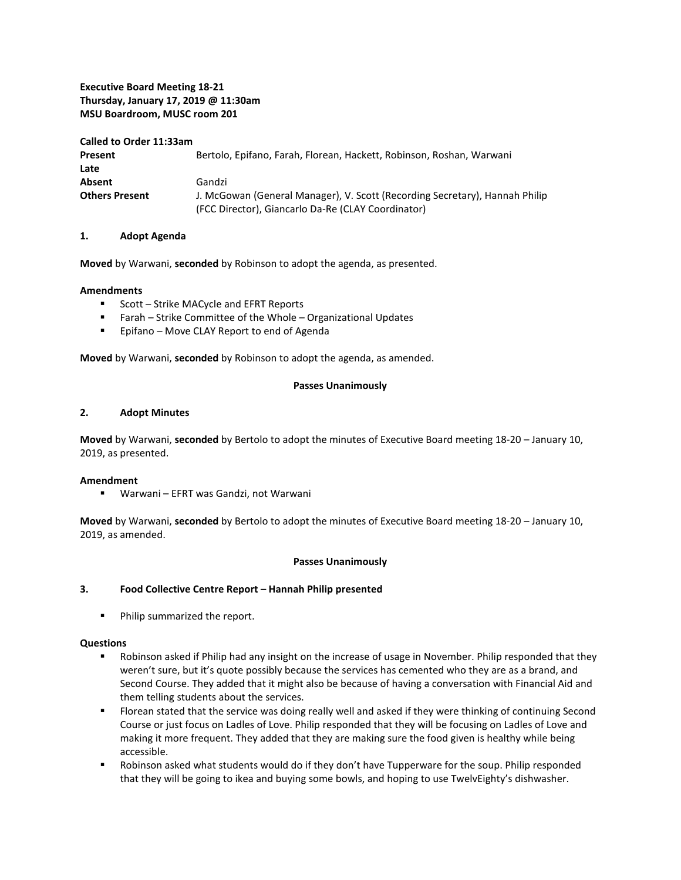**Executive Board Meeting 18-21**
**Thursday, January 17, 2019 @ 11:30am**
**MSU Boardroom, MUSC room 201**

| **Called to Order 11:33am** | |
|---|---|
| **Present** | Bertolo, Epifano, Farah, Florean, Hackett, Robinson, Roshan, Warwani |
| **Late** | |
| **Absent** | Gandzi |
| **Others Present** | J. McGowan (General Manager), V. Scott (Recording Secretary), Hannah Philip (FCC Director), Giancarlo Da-Re (CLAY Coordinator) |

## 1. Adopt Agenda

**Moved** by Warwani, **seconded** by Robinson to adopt the agenda, as presented.

**Amendments**

- Scott – Strike MACycle and EFRT Reports
- Farah – Strike Committee of the Whole – Organizational Updates
- Epifano – Move CLAY Report to end of Agenda

**Moved** by Warwani, **seconded** by Robinson to adopt the agenda, as amended.

**Passes Unanimously**

## 2. Adopt Minutes

**Moved** by Warwani, **seconded** by Bertolo to adopt the minutes of Executive Board meeting 18-20 – January 10, 2019, as presented.

**Amendment**

- Warwani – EFRT was Gandzi, not Warwani

**Moved** by Warwani, **seconded** by Bertolo to adopt the minutes of Executive Board meeting 18-20 – January 10, 2019, as amended.

**Passes Unanimously**

## 3. Food Collective Centre Report – Hannah Philip presented

- Philip summarized the report.

**Questions**

- Robinson asked if Philip had any insight on the increase of usage in November. Philip responded that they weren't sure, but it's quote possibly because the services has cemented who they are as a brand, and Second Course. They added that it might also be because of having a conversation with Financial Aid and them telling students about the services.
- Florean stated that the service was doing really well and asked if they were thinking of continuing Second Course or just focus on Ladles of Love. Philip responded that they will be focusing on Ladles of Love and making it more frequent. They added that they are making sure the food given is healthy while being accessible.
- Robinson asked what students would do if they don't have Tupperware for the soup. Philip responded that they will be going to ikea and buying some bowls, and hoping to use TwelvEighty's dishwasher.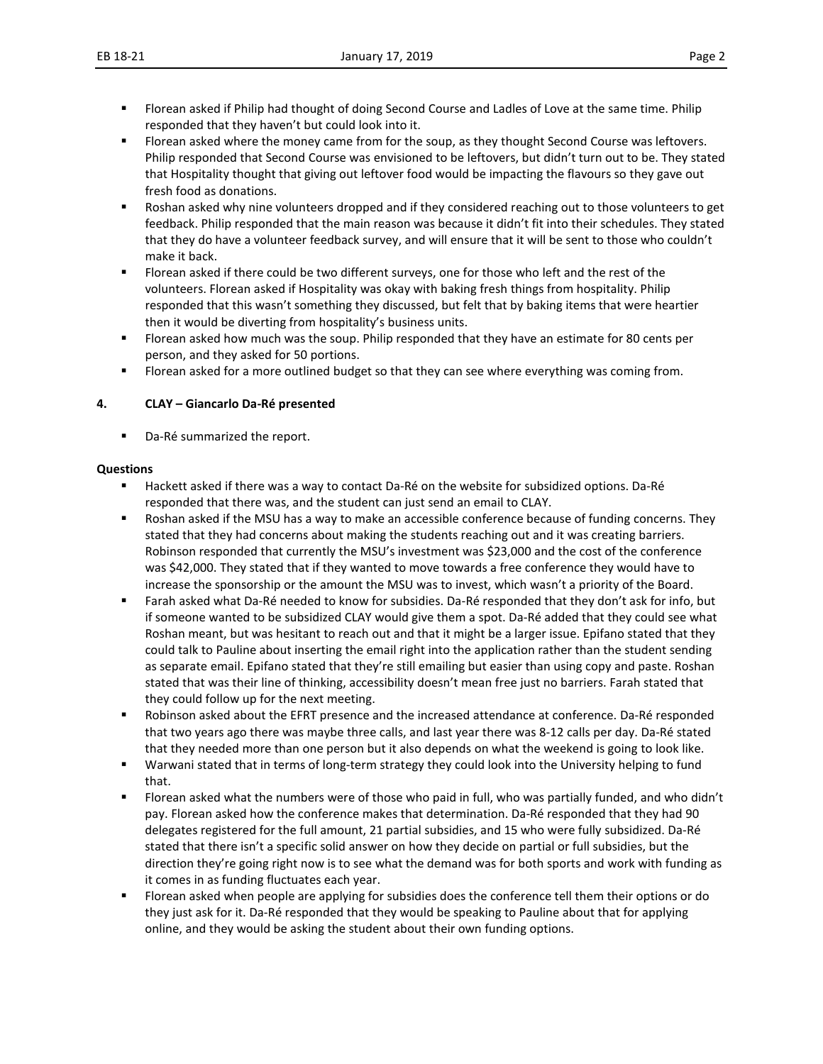- Florean asked if Philip had thought of doing Second Course and Ladles of Love at the same time. Philip responded that they haven't but could look into it.
- Florean asked where the money came from for the soup, as they thought Second Course was leftovers. Philip responded that Second Course was envisioned to be leftovers, but didn't turn out to be. They stated that Hospitality thought that giving out leftover food would be impacting the flavours so they gave out fresh food as donations.
- Roshan asked why nine volunteers dropped and if they considered reaching out to those volunteers to get feedback. Philip responded that the main reason was because it didn't fit into their schedules. They stated that they do have a volunteer feedback survey, and will ensure that it will be sent to those who couldn't make it back.
- Florean asked if there could be two different surveys, one for those who left and the rest of the volunteers. Florean asked if Hospitality was okay with baking fresh things from hospitality. Philip responded that this wasn't something they discussed, but felt that by baking items that were heartier then it would be diverting from hospitality's business units.
- Florean asked how much was the soup. Philip responded that they have an estimate for 80 cents per person, and they asked for 50 portions.
- Florean asked for a more outlined budget so that they can see where everything was coming from.

**4. CLAY – Giancarlo Da-Ré presented**

- Da-Ré summarized the report.

**Questions**

- Hackett asked if there was a way to contact Da-Ré on the website for subsidized options. Da-Ré responded that there was, and the student can just send an email to CLAY.
- Roshan asked if the MSU has a way to make an accessible conference because of funding concerns. They stated that they had concerns about making the students reaching out and it was creating barriers. Robinson responded that currently the MSU's investment was $23,000 and the cost of the conference was $42,000. They stated that if they wanted to move towards a free conference they would have to increase the sponsorship or the amount the MSU was to invest, which wasn't a priority of the Board.
- Farah asked what Da-Ré needed to know for subsidies. Da-Ré responded that they don't ask for info, but if someone wanted to be subsidized CLAY would give them a spot. Da-Ré added that they could see what Roshan meant, but was hesitant to reach out and that it might be a larger issue. Epifano stated that they could talk to Pauline about inserting the email right into the application rather than the student sending as separate email. Epifano stated that they're still emailing but easier than using copy and paste. Roshan stated that was their line of thinking, accessibility doesn't mean free just no barriers. Farah stated that they could follow up for the next meeting.
- Robinson asked about the EFRT presence and the increased attendance at conference. Da-Ré responded that two years ago there was maybe three calls, and last year there was 8-12 calls per day. Da-Ré stated that they needed more than one person but it also depends on what the weekend is going to look like.
- Warwani stated that in terms of long-term strategy they could look into the University helping to fund that.
- Florean asked what the numbers were of those who paid in full, who was partially funded, and who didn't pay. Florean asked how the conference makes that determination. Da-Ré responded that they had 90 delegates registered for the full amount, 21 partial subsidies, and 15 who were fully subsidized. Da-Ré stated that there isn't a specific solid answer on how they decide on partial or full subsidies, but the direction they're going right now is to see what the demand was for both sports and work with funding as it comes in as funding fluctuates each year.
- Florean asked when people are applying for subsidies does the conference tell them their options or do they just ask for it. Da-Ré responded that they would be speaking to Pauline about that for applying online, and they would be asking the student about their own funding options.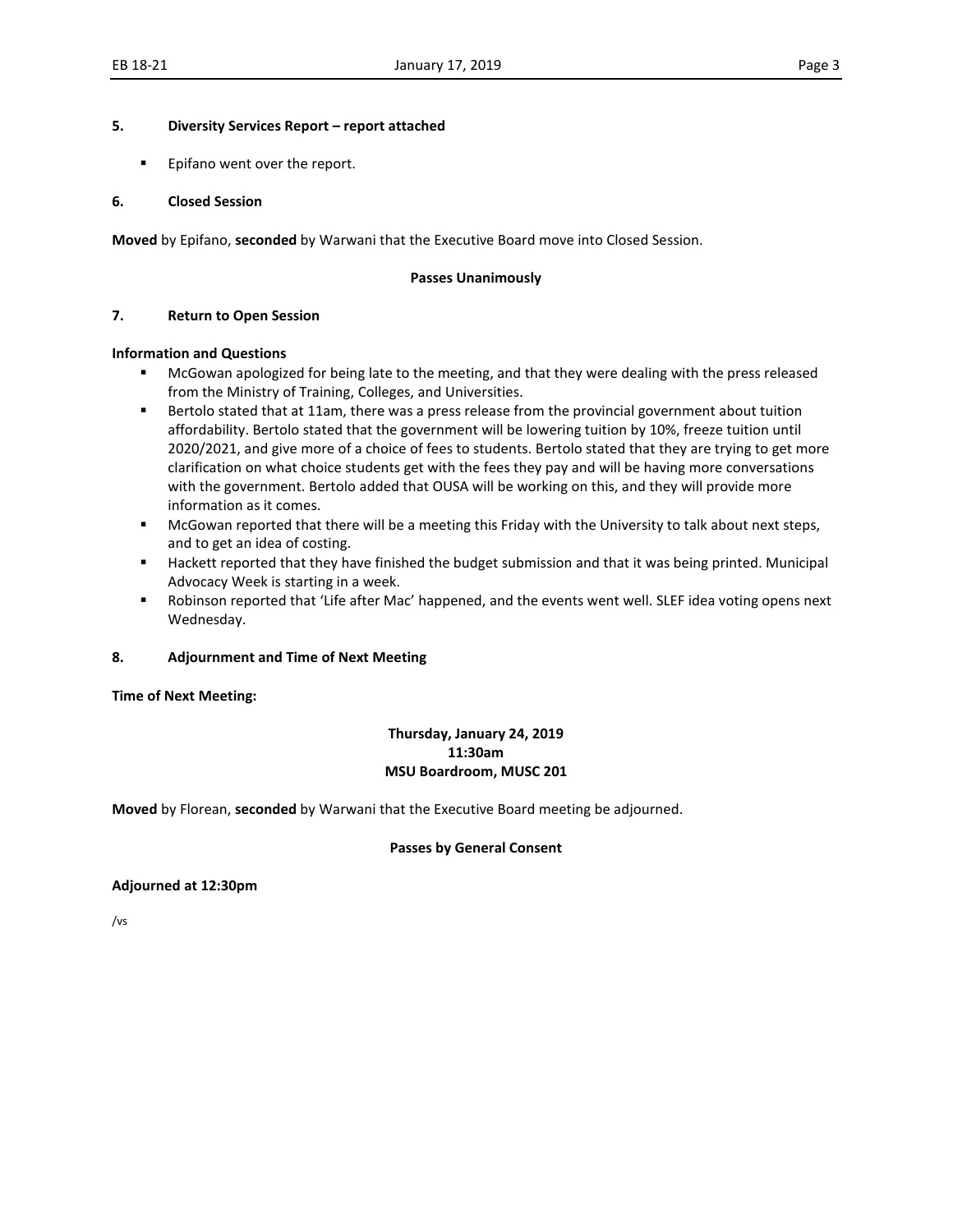**5. Diversity Services Report – report attached**

- Epifano went over the report.

**6. Closed Session**

**Moved** by Epifano, **seconded** by Warwani that the Executive Board move into Closed Session.

**Passes Unanimously**

**7. Return to Open Session**

**Information and Questions**

- McGowan apologized for being late to the meeting, and that they were dealing with the press released from the Ministry of Training, Colleges, and Universities.
- Bertolo stated that at 11am, there was a press release from the provincial government about tuition affordability. Bertolo stated that the government will be lowering tuition by 10%, freeze tuition until 2020/2021, and give more of a choice of fees to students. Bertolo stated that they are trying to get more clarification on what choice students get with the fees they pay and will be having more conversations with the government. Bertolo added that OUSA will be working on this, and they will provide more information as it comes.
- McGowan reported that there will be a meeting this Friday with the University to talk about next steps, and to get an idea of costing.
- Hackett reported that they have finished the budget submission and that it was being printed. Municipal Advocacy Week is starting in a week.
- Robinson reported that 'Life after Mac' happened, and the events went well. SLEF idea voting opens next Wednesday.

**8. Adjournment and Time of Next Meeting**

**Time of Next Meeting:**

**Thursday, January 24, 2019**
**11:30am**
**MSU Boardroom, MUSC 201**

**Moved** by Florean, **seconded** by Warwani that the Executive Board meeting be adjourned.

**Passes by General Consent**

**Adjourned at 12:30pm**

/vs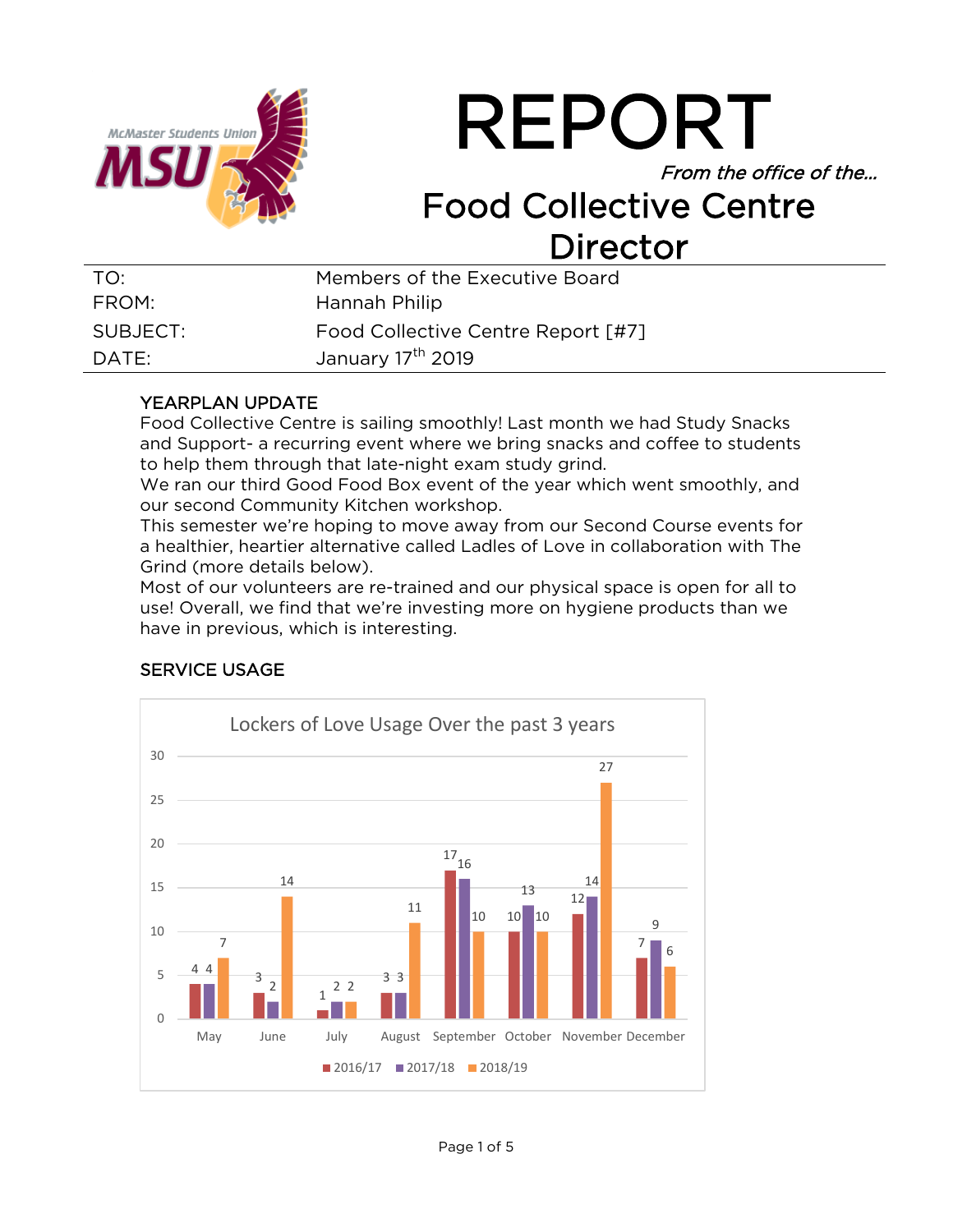# REPORT

*From the office of the…*

## Food Collective Centre Director

| | |
|---|---|
| TO: | Members of the Executive Board |
| FROM: | Hannah Philip |
| SUBJECT: | Food Collective Centre Report [#7] |
| DATE: | January 17th 2019 |

### YEARPLAN UPDATE

Food Collective Centre is sailing smoothly! Last month we had Study Snacks and Support- a recurring event where we bring snacks and coffee to students to help them through that late-night exam study grind.

We ran our third Good Food Box event of the year which went smoothly, and our second Community Kitchen workshop.

This semester we're hoping to move away from our Second Course events for a healthier, heartier alternative called Ladles of Love in collaboration with The Grind (more details below).

Most of our volunteers are re-trained and our physical space is open for all to use! Overall, we find that we're investing more on hygiene products than we have in previous, which is interesting.

### SERVICE USAGE

Lockers of Love Usage Over the past 3 years

| Month | 2016/17 | 2017/18 | 2018/19 |
|---|---|---|---|
| May | 4 | 4 | 7 |
| June | 3 | 2 | 14 |
| July | 1 | 2 | 2 |
| August | 3 | 3 | 11 |
| September | 17 | 16 | 10 |
| October | 10 | 13 | 10 |
| November | 12 | 14 | 27 |
| December | 7 | 9 | 6 |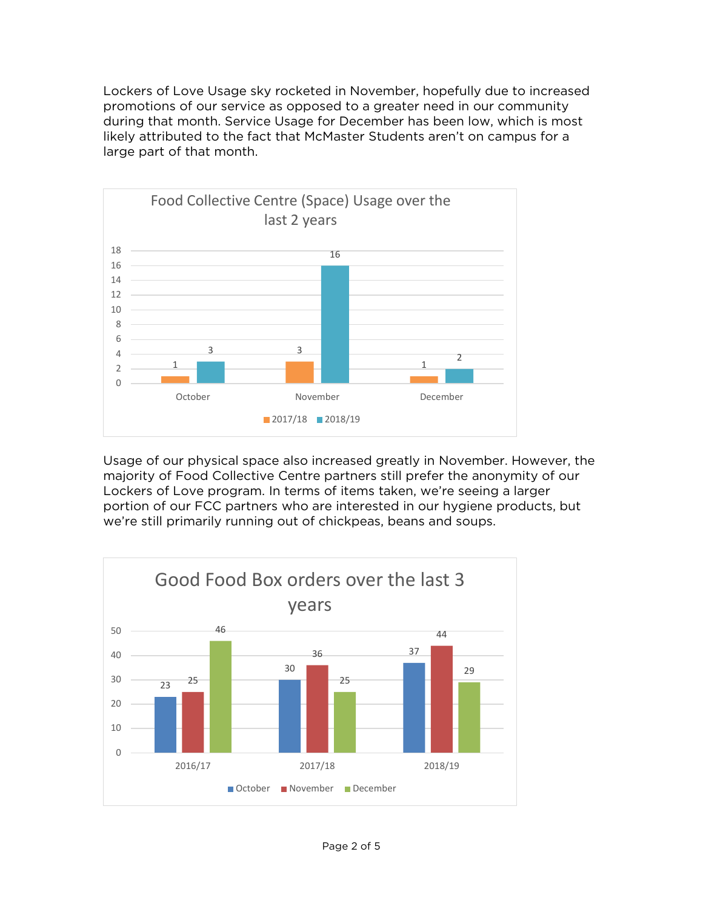Lockers of Love Usage sky rocketed in November, hopefully due to increased promotions of our service as opposed to a greater need in our community during that month. Service Usage for December has been low, which is most likely attributed to the fact that McMaster Students aren't on campus for a large part of that month.

**Food Collective Centre (Space) Usage over the last 2 years**

| | 2017/18 | 2018/19 |
|---|---|---|
| October | 1 | 3 |
| November | 3 | 16 |
| December | 1 | 2 |

Usage of our physical space also increased greatly in November. However, the majority of Food Collective Centre partners still prefer the anonymity of our Lockers of Love program. In terms of items taken, we're seeing a larger portion of our FCC partners who are interested in our hygiene products, but we're still primarily running out of chickpeas, beans and soups.

**Good Food Box orders over the last 3 years**

| | October | November | December |
|---|---|---|---|
| 2016/17 | 23 | 25 | 46 |
| 2017/18 | 30 | 36 | 25 |
| 2018/19 | 37 | 44 | 29 |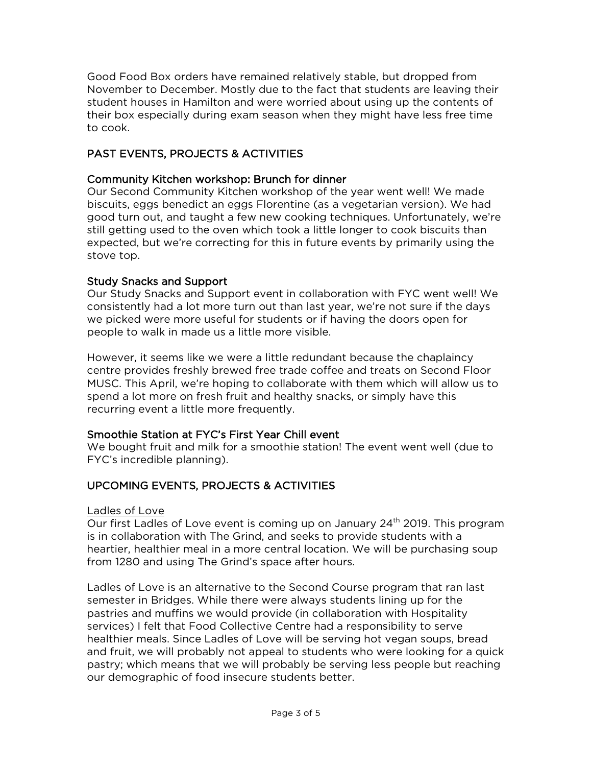Good Food Box orders have remained relatively stable, but dropped from November to December. Mostly due to the fact that students are leaving their student houses in Hamilton and were worried about using up the contents of their box especially during exam season when they might have less free time to cook.

## PAST EVENTS, PROJECTS & ACTIVITIES

### Community Kitchen workshop: Brunch for dinner

Our Second Community Kitchen workshop of the year went well! We made biscuits, eggs benedict an eggs Florentine (as a vegetarian version). We had good turn out, and taught a few new cooking techniques. Unfortunately, we're still getting used to the oven which took a little longer to cook biscuits than expected, but we're correcting for this in future events by primarily using the stove top.

### Study Snacks and Support

Our Study Snacks and Support event in collaboration with FYC went well! We consistently had a lot more turn out than last year, we're not sure if the days we picked were more useful for students or if having the doors open for people to walk in made us a little more visible.

However, it seems like we were a little redundant because the chaplaincy centre provides freshly brewed free trade coffee and treats on Second Floor MUSC. This April, we're hoping to collaborate with them which will allow us to spend a lot more on fresh fruit and healthy snacks, or simply have this recurring event a little more frequently.

### Smoothie Station at FYC's First Year Chill event

We bought fruit and milk for a smoothie station! The event went well (due to FYC's incredible planning).

## UPCOMING EVENTS, PROJECTS & ACTIVITIES

<u>Ladles of Love</u>

Our first Ladles of Love event is coming up on January 24th 2019. This program is in collaboration with The Grind, and seeks to provide students with a heartier, healthier meal in a more central location. We will be purchasing soup from 1280 and using The Grind's space after hours.

Ladles of Love is an alternative to the Second Course program that ran last semester in Bridges. While there were always students lining up for the pastries and muffins we would provide (in collaboration with Hospitality services) I felt that Food Collective Centre had a responsibility to serve healthier meals. Since Ladles of Love will be serving hot vegan soups, bread and fruit, we will probably not appeal to students who were looking for a quick pastry; which means that we will probably be serving less people but reaching our demographic of food insecure students better.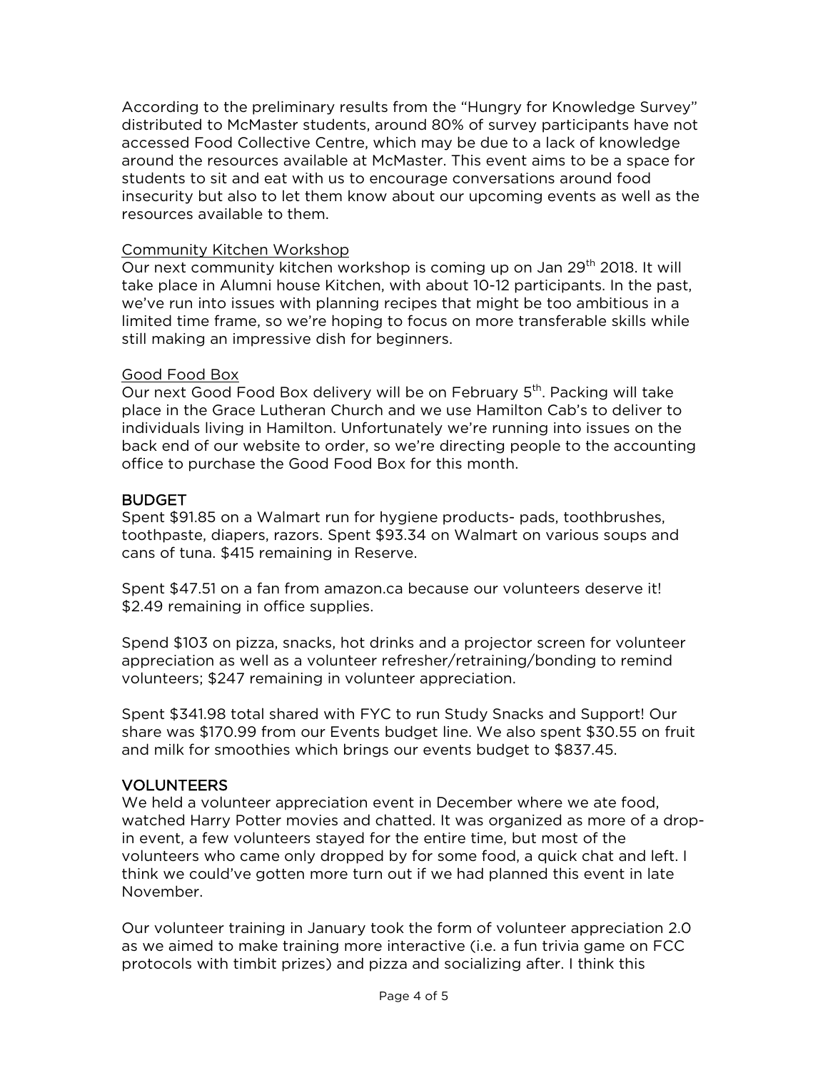According to the preliminary results from the “Hungry for Knowledge Survey” distributed to McMaster students, around 80% of survey participants have not accessed Food Collective Centre, which may be due to a lack of knowledge around the resources available at McMaster. This event aims to be a space for students to sit and eat with us to encourage conversations around food insecurity but also to let them know about our upcoming events as well as the resources available to them.

### Community Kitchen Workshop

Our next community kitchen workshop is coming up on Jan 29th 2018. It will take place in Alumni house Kitchen, with about 10-12 participants. In the past, we’ve run into issues with planning recipes that might be too ambitious in a limited time frame, so we’re hoping to focus on more transferable skills while still making an impressive dish for beginners.

### Good Food Box

Our next Good Food Box delivery will be on February 5th. Packing will take place in the Grace Lutheran Church and we use Hamilton Cab’s to deliver to individuals living in Hamilton. Unfortunately we’re running into issues on the back end of our website to order, so we’re directing people to the accounting office to purchase the Good Food Box for this month.

## BUDGET

Spent $91.85 on a Walmart run for hygiene products- pads, toothbrushes, toothpaste, diapers, razors. Spent $93.34 on Walmart on various soups and cans of tuna. $415 remaining in Reserve.

Spent $47.51 on a fan from amazon.ca because our volunteers deserve it! $2.49 remaining in office supplies.

Spend $103 on pizza, snacks, hot drinks and a projector screen for volunteer appreciation as well as a volunteer refresher/retraining/bonding to remind volunteers; $247 remaining in volunteer appreciation.

Spent $341.98 total shared with FYC to run Study Snacks and Support! Our share was $170.99 from our Events budget line. We also spent $30.55 on fruit and milk for smoothies which brings our events budget to $837.45.

## VOLUNTEERS

We held a volunteer appreciation event in December where we ate food, watched Harry Potter movies and chatted. It was organized as more of a drop-in event, a few volunteers stayed for the entire time, but most of the volunteers who came only dropped by for some food, a quick chat and left. I think we could’ve gotten more turn out if we had planned this event in late November.

Our volunteer training in January took the form of volunteer appreciation 2.0 as we aimed to make training more interactive (i.e. a fun trivia game on FCC protocols with timbit prizes) and pizza and socializing after. I think this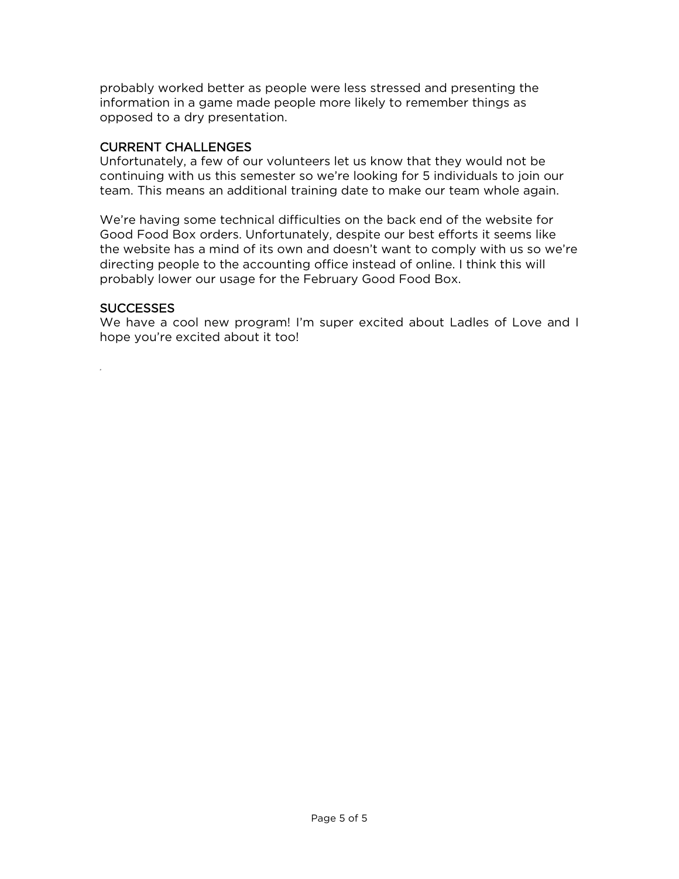probably worked better as people were less stressed and presenting the information in a game made people more likely to remember things as opposed to a dry presentation.

## CURRENT CHALLENGES

Unfortunately, a few of our volunteers let us know that they would not be continuing with us this semester so we're looking for 5 individuals to join our team. This means an additional training date to make our team whole again.

We're having some technical difficulties on the back end of the website for Good Food Box orders. Unfortunately, despite our best efforts it seems like the website has a mind of its own and doesn't want to comply with us so we're directing people to the accounting office instead of online. I think this will probably lower our usage for the February Good Food Box.

## SUCCESSES

We have a cool new program! I'm super excited about Ladles of Love and I hope you're excited about it too!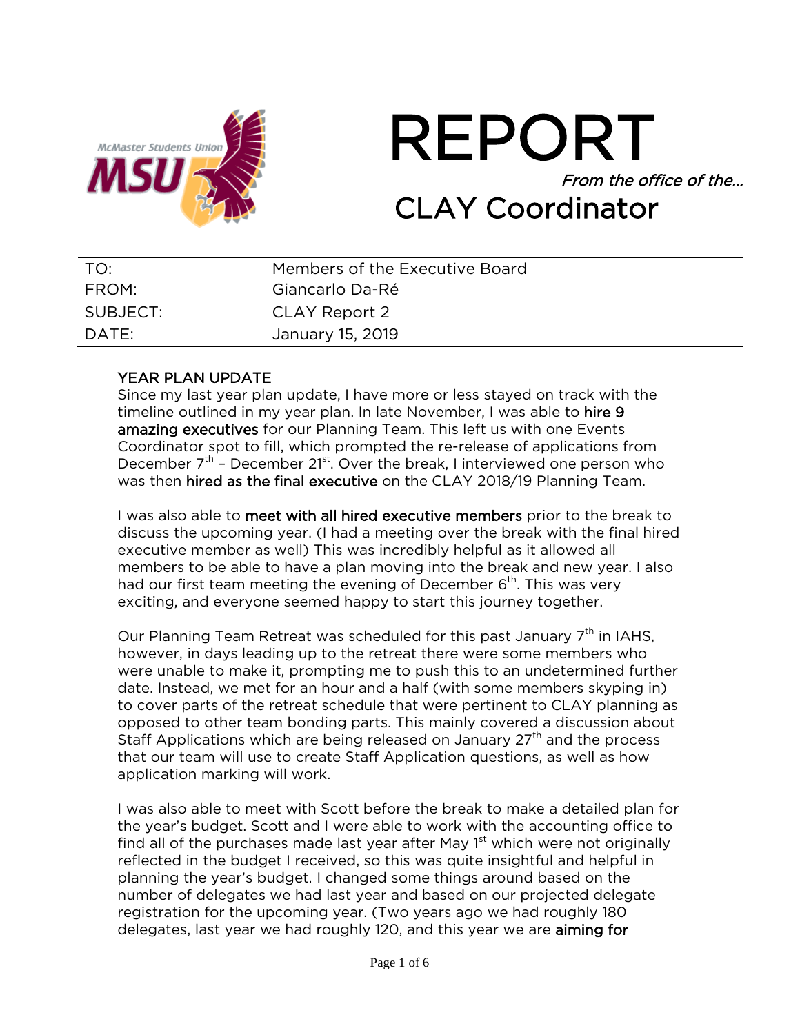# REPORT

*From the office of the…*

## CLAY Coordinator

| | |
|---|---|
| TO: | Members of the Executive Board |
| FROM: | Giancarlo Da-Ré |
| SUBJECT: | CLAY Report 2 |
| DATE: | January 15, 2019 |

### YEAR PLAN UPDATE

Since my last year plan update, I have more or less stayed on track with the timeline outlined in my year plan. In late November, I was able to **hire 9 amazing executives** for our Planning Team. This left us with one Events Coordinator spot to fill, which prompted the re-release of applications from December 7th – December 21st. Over the break, I interviewed one person who was then **hired as the final executive** on the CLAY 2018/19 Planning Team.

I was also able to **meet with all hired executive members** prior to the break to discuss the upcoming year. (I had a meeting over the break with the final hired executive member as well) This was incredibly helpful as it allowed all members to be able to have a plan moving into the break and new year. I also had our first team meeting the evening of December 6th. This was very exciting, and everyone seemed happy to start this journey together.

Our Planning Team Retreat was scheduled for this past January 7th in IAHS, however, in days leading up to the retreat there were some members who were unable to make it, prompting me to push this to an undetermined further date. Instead, we met for an hour and a half (with some members skyping in) to cover parts of the retreat schedule that were pertinent to CLAY planning as opposed to other team bonding parts. This mainly covered a discussion about Staff Applications which are being released on January 27th and the process that our team will use to create Staff Application questions, as well as how application marking will work.

I was also able to meet with Scott before the break to make a detailed plan for the year's budget. Scott and I were able to work with the accounting office to find all of the purchases made last year after May 1st which were not originally reflected in the budget I received, so this was quite insightful and helpful in planning the year's budget. I changed some things around based on the number of delegates we had last year and based on our projected delegate registration for the upcoming year. (Two years ago we had roughly 180 delegates, last year we had roughly 120, and this year we are **aiming for**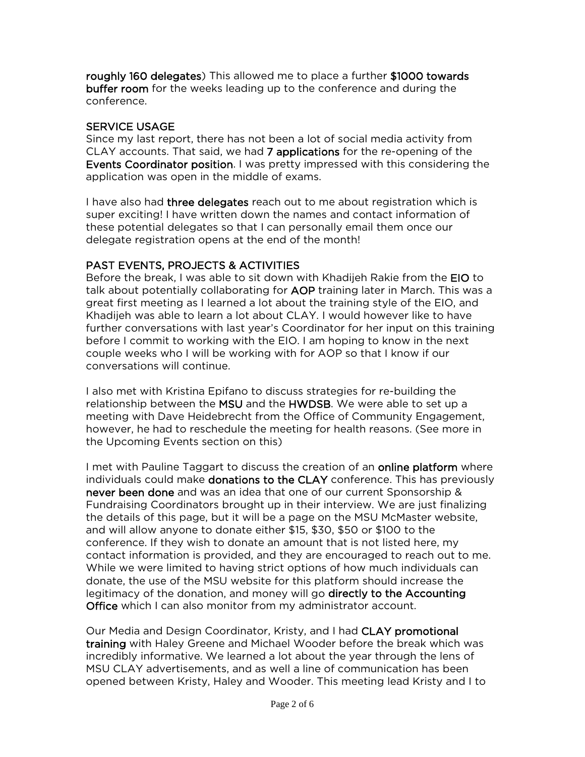**roughly 160 delegates**) This allowed me to place a further **$1000 towards buffer room** for the weeks leading up to the conference and during the conference.

## SERVICE USAGE

Since my last report, there has not been a lot of social media activity from CLAY accounts. That said, we had **7 applications** for the re-opening of the **Events Coordinator position**. I was pretty impressed with this considering the application was open in the middle of exams.

I have also had **three delegates** reach out to me about registration which is super exciting! I have written down the names and contact information of these potential delegates so that I can personally email them once our delegate registration opens at the end of the month!

## PAST EVENTS, PROJECTS & ACTIVITIES

Before the break, I was able to sit down with Khadijeh Rakie from the **EIO** to talk about potentially collaborating for **AOP** training later in March. This was a great first meeting as I learned a lot about the training style of the EIO, and Khadijeh was able to learn a lot about CLAY. I would however like to have further conversations with last year's Coordinator for her input on this training before I commit to working with the EIO. I am hoping to know in the next couple weeks who I will be working with for AOP so that I know if our conversations will continue.

I also met with Kristina Epifano to discuss strategies for re-building the relationship between the **MSU** and the **HWDSB**. We were able to set up a meeting with Dave Heidebrecht from the Office of Community Engagement, however, he had to reschedule the meeting for health reasons. (See more in the Upcoming Events section on this)

I met with Pauline Taggart to discuss the creation of an **online platform** where individuals could make **donations to the CLAY** conference. This has previously **never been done** and was an idea that one of our current Sponsorship & Fundraising Coordinators brought up in their interview. We are just finalizing the details of this page, but it will be a page on the MSU McMaster website, and will allow anyone to donate either $15, $30, $50 or $100 to the conference. If they wish to donate an amount that is not listed here, my contact information is provided, and they are encouraged to reach out to me. While we were limited to having strict options of how much individuals can donate, the use of the MSU website for this platform should increase the legitimacy of the donation, and money will go **directly to the Accounting Office** which I can also monitor from my administrator account.

Our Media and Design Coordinator, Kristy, and I had **CLAY promotional training** with Haley Greene and Michael Wooder before the break which was incredibly informative. We learned a lot about the year through the lens of MSU CLAY advertisements, and as well a line of communication has been opened between Kristy, Haley and Wooder. This meeting lead Kristy and I to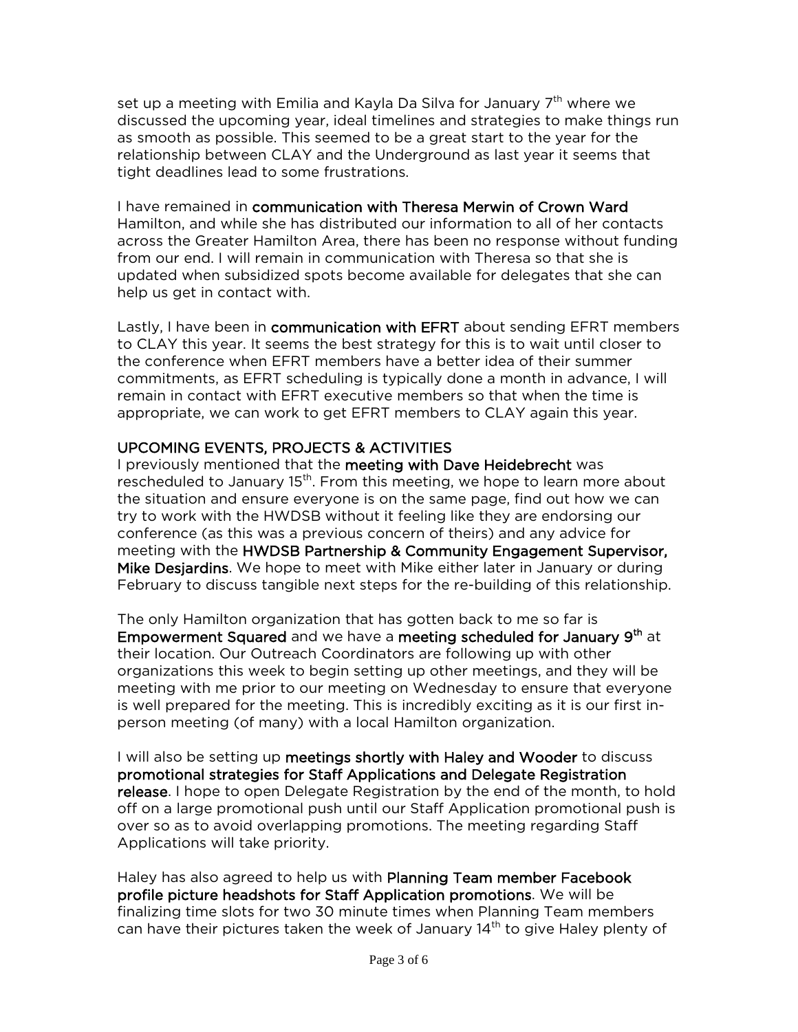set up a meeting with Emilia and Kayla Da Silva for January 7th where we discussed the upcoming year, ideal timelines and strategies to make things run as smooth as possible. This seemed to be a great start to the year for the relationship between CLAY and the Underground as last year it seems that tight deadlines lead to some frustrations.

I have remained in **communication with Theresa Merwin of Crown Ward** Hamilton, and while she has distributed our information to all of her contacts across the Greater Hamilton Area, there has been no response without funding from our end. I will remain in communication with Theresa so that she is updated when subsidized spots become available for delegates that she can help us get in contact with.

Lastly, I have been in **communication with EFRT** about sending EFRT members to CLAY this year. It seems the best strategy for this is to wait until closer to the conference when EFRT members have a better idea of their summer commitments, as EFRT scheduling is typically done a month in advance, I will remain in contact with EFRT executive members so that when the time is appropriate, we can work to get EFRT members to CLAY again this year.

## UPCOMING EVENTS, PROJECTS & ACTIVITIES

I previously mentioned that the **meeting with Dave Heidebrecht** was rescheduled to January 15th. From this meeting, we hope to learn more about the situation and ensure everyone is on the same page, find out how we can try to work with the HWDSB without it feeling like they are endorsing our conference (as this was a previous concern of theirs) and any advice for meeting with the **HWDSB Partnership & Community Engagement Supervisor, Mike Desjardins**. We hope to meet with Mike either later in January or during February to discuss tangible next steps for the re-building of this relationship.

The only Hamilton organization that has gotten back to me so far is **Empowerment Squared** and we have a **meeting scheduled for January 9th** at their location. Our Outreach Coordinators are following up with other organizations this week to begin setting up other meetings, and they will be meeting with me prior to our meeting on Wednesday to ensure that everyone is well prepared for the meeting. This is incredibly exciting as it is our first in-person meeting (of many) with a local Hamilton organization.

I will also be setting up **meetings shortly with Haley and Wooder** to discuss **promotional strategies for Staff Applications and Delegate Registration release**. I hope to open Delegate Registration by the end of the month, to hold off on a large promotional push until our Staff Application promotional push is over so as to avoid overlapping promotions. The meeting regarding Staff Applications will take priority.

Haley has also agreed to help us with **Planning Team member Facebook profile picture headshots for Staff Application promotions**. We will be finalizing time slots for two 30 minute times when Planning Team members can have their pictures taken the week of January 14th to give Haley plenty of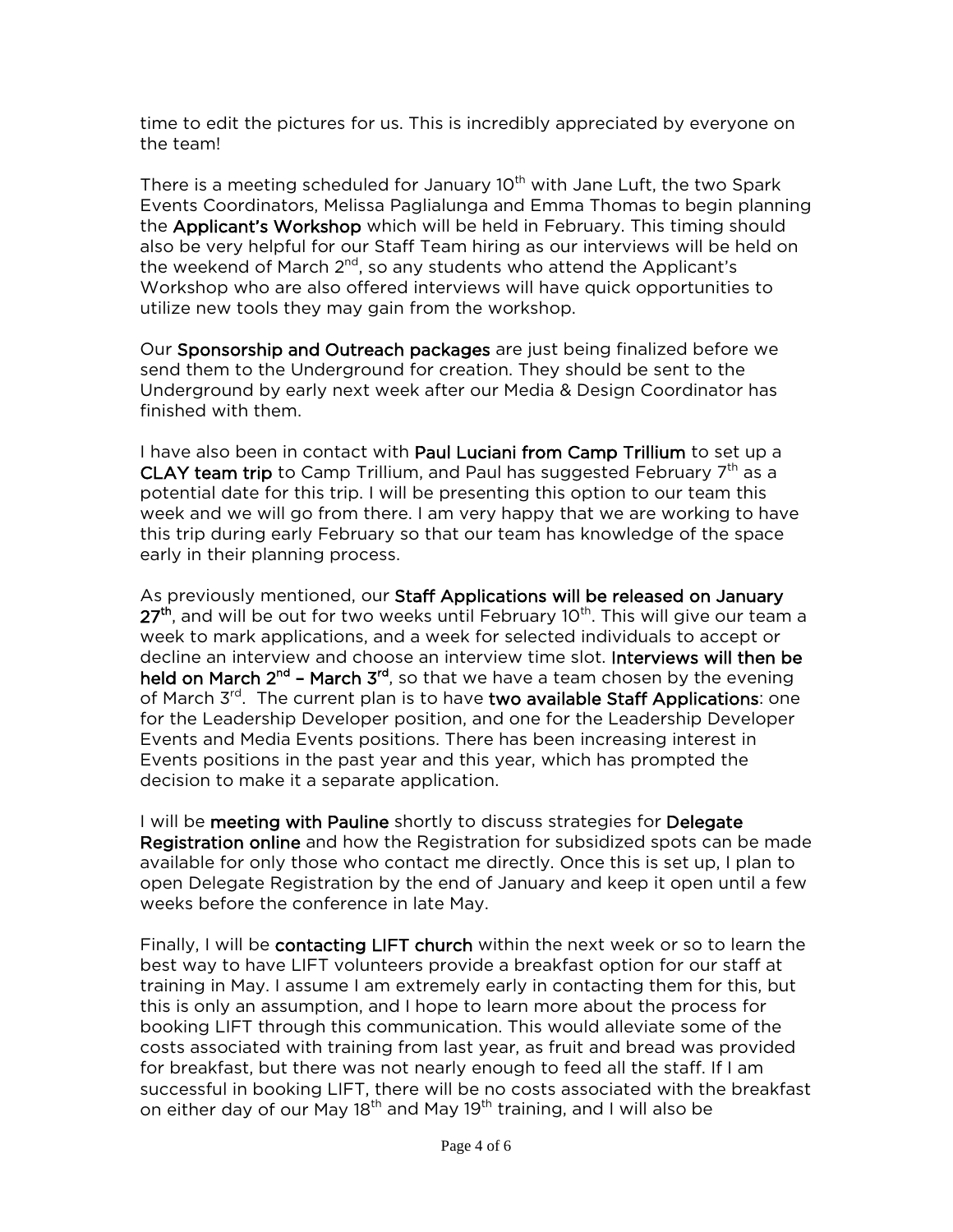time to edit the pictures for us. This is incredibly appreciated by everyone on the team!

There is a meeting scheduled for January 10th with Jane Luft, the two Spark Events Coordinators, Melissa Paglialunga and Emma Thomas to begin planning the **Applicant's Workshop** which will be held in February. This timing should also be very helpful for our Staff Team hiring as our interviews will be held on the weekend of March 2nd, so any students who attend the Applicant's Workshop who are also offered interviews will have quick opportunities to utilize new tools they may gain from the workshop.

Our **Sponsorship and Outreach packages** are just being finalized before we send them to the Underground for creation. They should be sent to the Underground by early next week after our Media & Design Coordinator has finished with them.

I have also been in contact with **Paul Luciani from Camp Trillium** to set up a **CLAY team trip** to Camp Trillium, and Paul has suggested February 7th as a potential date for this trip. I will be presenting this option to our team this week and we will go from there. I am very happy that we are working to have this trip during early February so that our team has knowledge of the space early in their planning process.

As previously mentioned, our **Staff Applications will be released on January 27th**, and will be out for two weeks until February 10th. This will give our team a week to mark applications, and a week for selected individuals to accept or decline an interview and choose an interview time slot. **Interviews will then be held on March 2nd – March 3rd**, so that we have a team chosen by the evening of March 3rd. The current plan is to have **two available Staff Applications**: one for the Leadership Developer position, and one for the Leadership Developer Events and Media Events positions. There has been increasing interest in Events positions in the past year and this year, which has prompted the decision to make it a separate application.

I will be **meeting with Pauline** shortly to discuss strategies for **Delegate Registration online** and how the Registration for subsidized spots can be made available for only those who contact me directly. Once this is set up, I plan to open Delegate Registration by the end of January and keep it open until a few weeks before the conference in late May.

Finally, I will be **contacting LIFT church** within the next week or so to learn the best way to have LIFT volunteers provide a breakfast option for our staff at training in May. I assume I am extremely early in contacting them for this, but this is only an assumption, and I hope to learn more about the process for booking LIFT through this communication. This would alleviate some of the costs associated with training from last year, as fruit and bread was provided for breakfast, but there was not nearly enough to feed all the staff. If I am successful in booking LIFT, there will be no costs associated with the breakfast on either day of our May 18th and May 19th training, and I will also be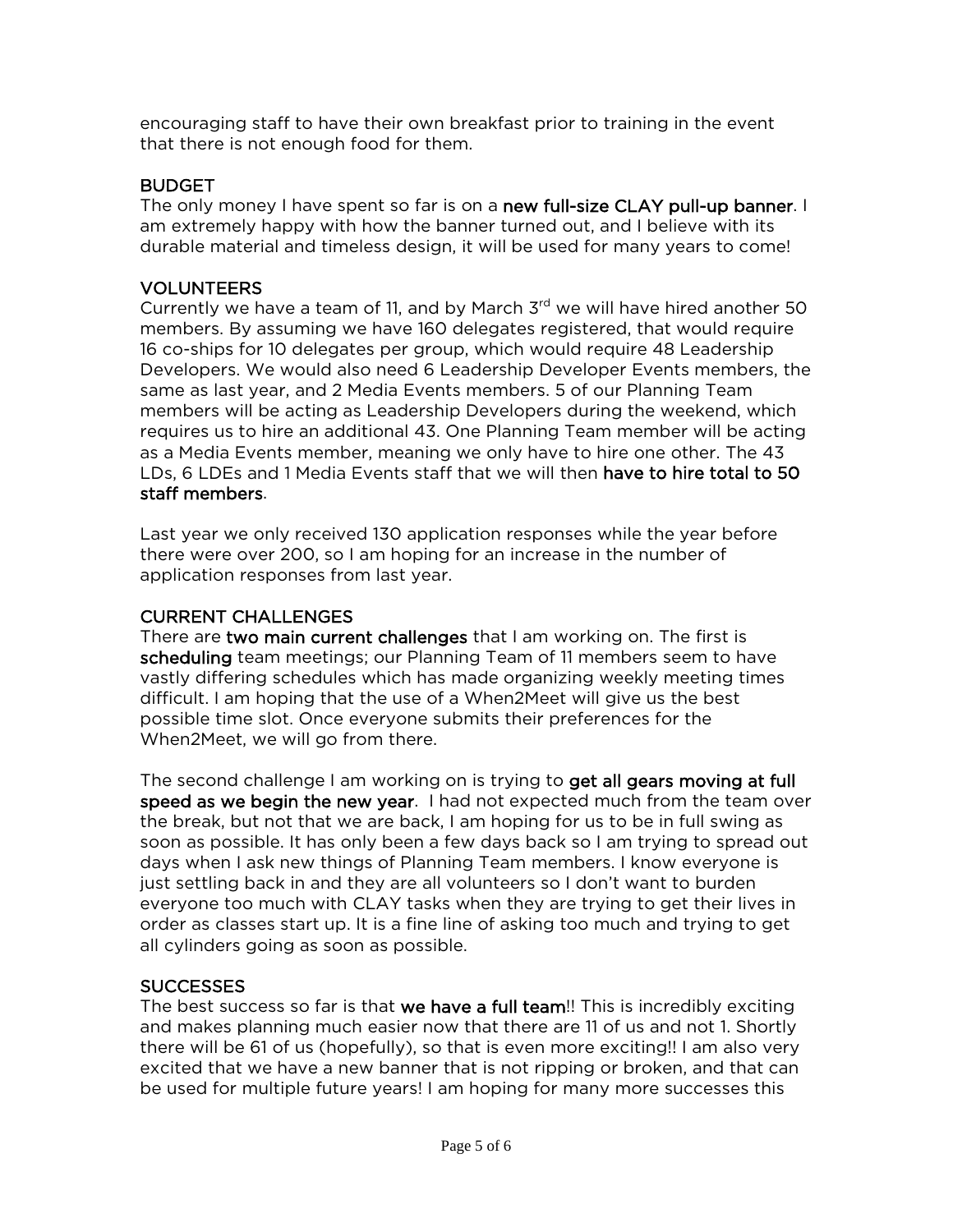encouraging staff to have their own breakfast prior to training in the event that there is not enough food for them.

## BUDGET

The only money I have spent so far is on a **new full-size CLAY pull-up banner**. I am extremely happy with how the banner turned out, and I believe with its durable material and timeless design, it will be used for many years to come!

## VOLUNTEERS

Currently we have a team of 11, and by March 3rd we will have hired another 50 members. By assuming we have 160 delegates registered, that would require 16 co-ships for 10 delegates per group, which would require 48 Leadership Developers. We would also need 6 Leadership Developer Events members, the same as last year, and 2 Media Events members. 5 of our Planning Team members will be acting as Leadership Developers during the weekend, which requires us to hire an additional 43. One Planning Team member will be acting as a Media Events member, meaning we only have to hire one other. The 43 LDs, 6 LDEs and 1 Media Events staff that we will then **have to hire total to 50 staff members**.

Last year we only received 130 application responses while the year before there were over 200, so I am hoping for an increase in the number of application responses from last year.

## CURRENT CHALLENGES

There are **two main current challenges** that I am working on. The first is **scheduling** team meetings; our Planning Team of 11 members seem to have vastly differing schedules which has made organizing weekly meeting times difficult. I am hoping that the use of a When2Meet will give us the best possible time slot. Once everyone submits their preferences for the When2Meet, we will go from there.

The second challenge I am working on is trying to **get all gears moving at full speed as we begin the new year**. I had not expected much from the team over the break, but not that we are back, I am hoping for us to be in full swing as soon as possible. It has only been a few days back so I am trying to spread out days when I ask new things of Planning Team members. I know everyone is just settling back in and they are all volunteers so I don't want to burden everyone too much with CLAY tasks when they are trying to get their lives in order as classes start up. It is a fine line of asking too much and trying to get all cylinders going as soon as possible.

## SUCCESSES

The best success so far is that **we have a full team**!! This is incredibly exciting and makes planning much easier now that there are 11 of us and not 1. Shortly there will be 61 of us (hopefully), so that is even more exciting!! I am also very excited that we have a new banner that is not ripping or broken, and that can be used for multiple future years! I am hoping for many more successes this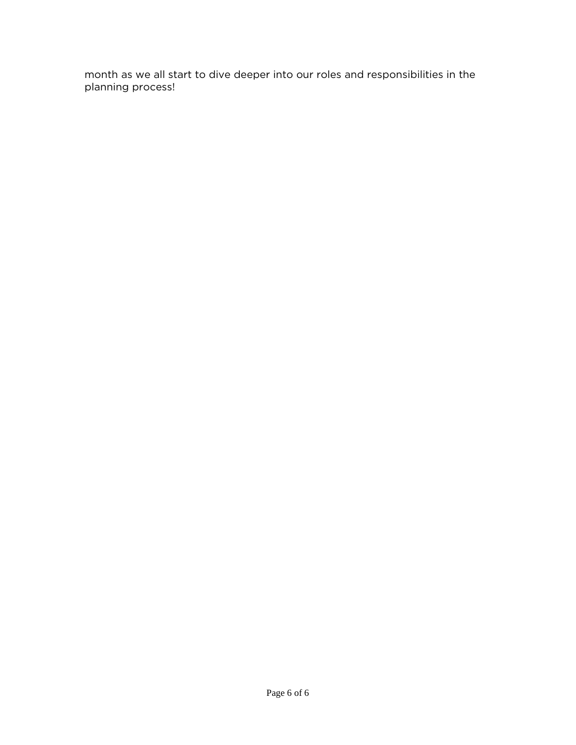month as we all start to dive deeper into our roles and responsibilities in the planning process!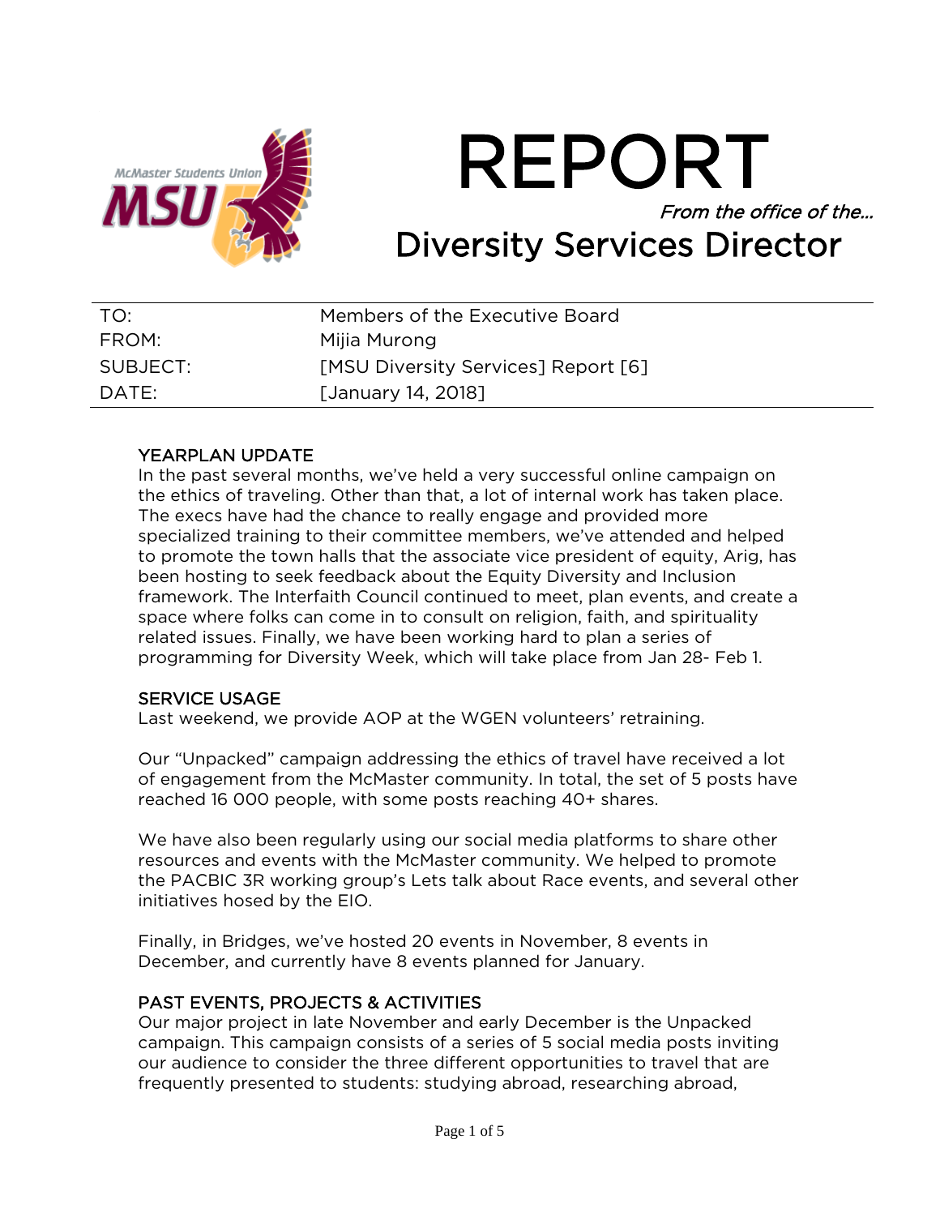# REPORT

*From the office of the…*

## Diversity Services Director

| | |
|---|---|
| TO: | Members of the Executive Board |
| FROM: | Mijia Murong |
| SUBJECT: | [MSU Diversity Services] Report [6] |
| DATE: | [January 14, 2018] |

### YEARPLAN UPDATE

In the past several months, we've held a very successful online campaign on the ethics of traveling. Other than that, a lot of internal work has taken place. The execs have had the chance to really engage and provided more specialized training to their committee members, we've attended and helped to promote the town halls that the associate vice president of equity, Arig, has been hosting to seek feedback about the Equity Diversity and Inclusion framework. The Interfaith Council continued to meet, plan events, and create a space where folks can come in to consult on religion, faith, and spirituality related issues. Finally, we have been working hard to plan a series of programming for Diversity Week, which will take place from Jan 28- Feb 1.

### SERVICE USAGE

Last weekend, we provide AOP at the WGEN volunteers' retraining.

Our "Unpacked" campaign addressing the ethics of travel have received a lot of engagement from the McMaster community. In total, the set of 5 posts have reached 16 000 people, with some posts reaching 40+ shares.

We have also been regularly using our social media platforms to share other resources and events with the McMaster community. We helped to promote the PACBIC 3R working group's Lets talk about Race events, and several other initiatives hosed by the EIO.

Finally, in Bridges, we've hosted 20 events in November, 8 events in December, and currently have 8 events planned for January.

### PAST EVENTS, PROJECTS & ACTIVITIES

Our major project in late November and early December is the Unpacked campaign. This campaign consists of a series of 5 social media posts inviting our audience to consider the three different opportunities to travel that are frequently presented to students: studying abroad, researching abroad,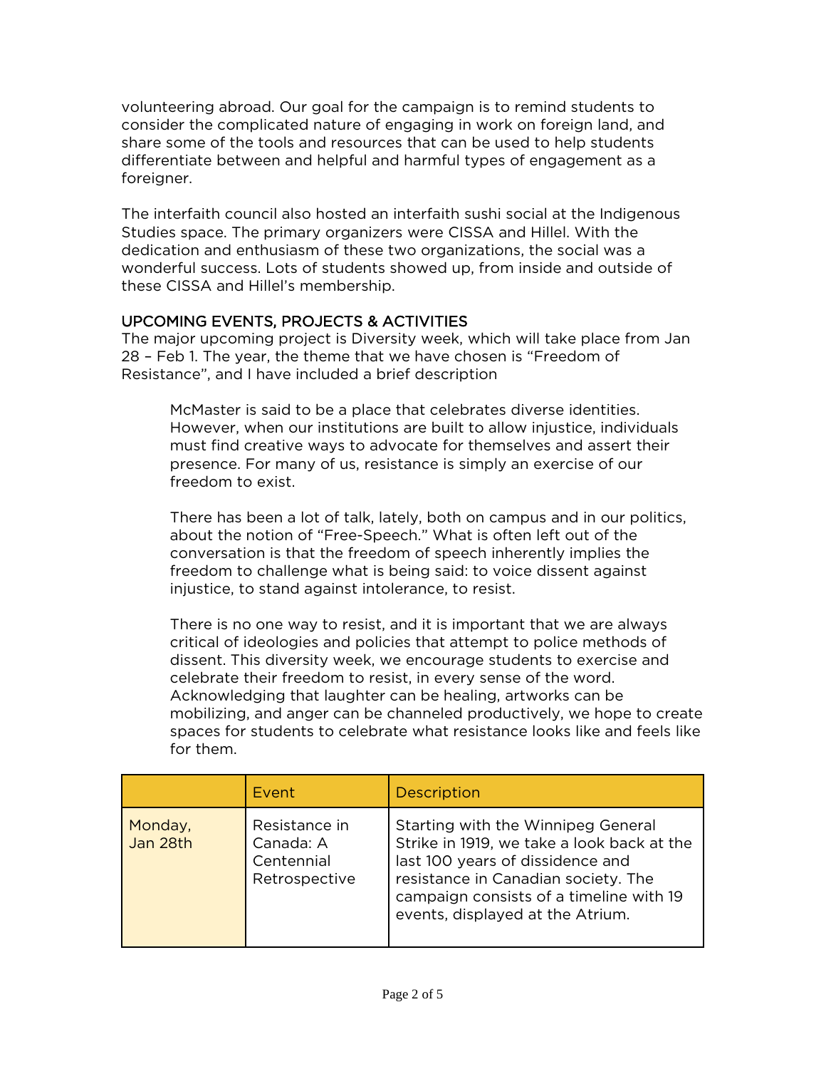volunteering abroad. Our goal for the campaign is to remind students to consider the complicated nature of engaging in work on foreign land, and share some of the tools and resources that can be used to help students differentiate between and helpful and harmful types of engagement as a foreigner.

The interfaith council also hosted an interfaith sushi social at the Indigenous Studies space. The primary organizers were CISSA and Hillel. With the dedication and enthusiasm of these two organizations, the social was a wonderful success. Lots of students showed up, from inside and outside of these CISSA and Hillel's membership.

### UPCOMING EVENTS, PROJECTS & ACTIVITIES

The major upcoming project is Diversity week, which will take place from Jan 28 – Feb 1. The year, the theme that we have chosen is "Freedom of Resistance", and I have included a brief description

> McMaster is said to be a place that celebrates diverse identities. However, when our institutions are built to allow injustice, individuals must find creative ways to advocate for themselves and assert their presence. For many of us, resistance is simply an exercise of our freedom to exist.
>
> There has been a lot of talk, lately, both on campus and in our politics, about the notion of "Free-Speech." What is often left out of the conversation is that the freedom of speech inherently implies the freedom to challenge what is being said: to voice dissent against injustice, to stand against intolerance, to resist.
>
> There is no one way to resist, and it is important that we are always critical of ideologies and policies that attempt to police methods of dissent. This diversity week, we encourage students to exercise and celebrate their freedom to resist, in every sense of the word. Acknowledging that laughter can be healing, artworks can be mobilizing, and anger can be channeled productively, we hope to create spaces for students to celebrate what resistance looks like and feels like for them.

| | Event | Description |
|---|---|---|
| Monday, Jan 28th | Resistance in Canada: A Centennial Retrospective | Starting with the Winnipeg General Strike in 1919, we take a look back at the last 100 years of dissidence and resistance in Canadian society. The campaign consists of a timeline with 19 events, displayed at the Atrium. |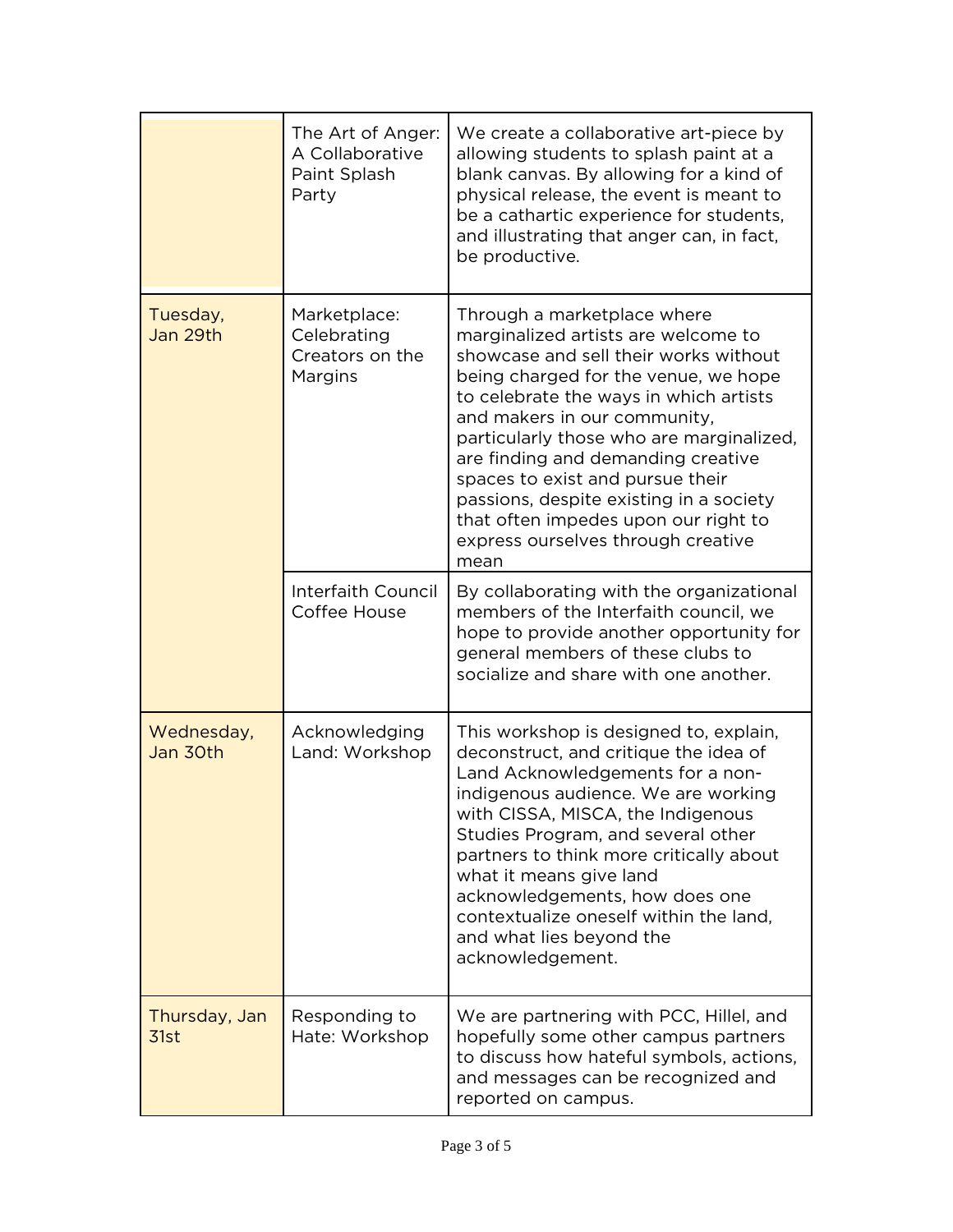| | | |
|---|---|---|
| | The Art of Anger: A Collaborative Paint Splash Party | We create a collaborative art-piece by allowing students to splash paint at a blank canvas. By allowing for a kind of physical release, the event is meant to be a cathartic experience for students, and illustrating that anger can, in fact, be productive. |
| Tuesday, Jan 29th | Marketplace: Celebrating Creators on the Margins | Through a marketplace where marginalized artists are welcome to showcase and sell their works without being charged for the venue, we hope to celebrate the ways in which artists and makers in our community, particularly those who are marginalized, are finding and demanding creative spaces to exist and pursue their passions, despite existing in a society that often impedes upon our right to express ourselves through creative mean |
| | Interfaith Council Coffee House | By collaborating with the organizational members of the Interfaith council, we hope to provide another opportunity for general members of these clubs to socialize and share with one another. |
| Wednesday, Jan 30th | Acknowledging Land: Workshop | This workshop is designed to, explain, deconstruct, and critique the idea of Land Acknowledgements for a non-indigenous audience. We are working with CISSA, MISCA, the Indigenous Studies Program, and several other partners to think more critically about what it means give land acknowledgements, how does one contextualize oneself within the land, and what lies beyond the acknowledgement. |
| Thursday, Jan 31st | Responding to Hate: Workshop | We are partnering with PCC, Hillel, and hopefully some other campus partners to discuss how hateful symbols, actions, and messages can be recognized and reported on campus. |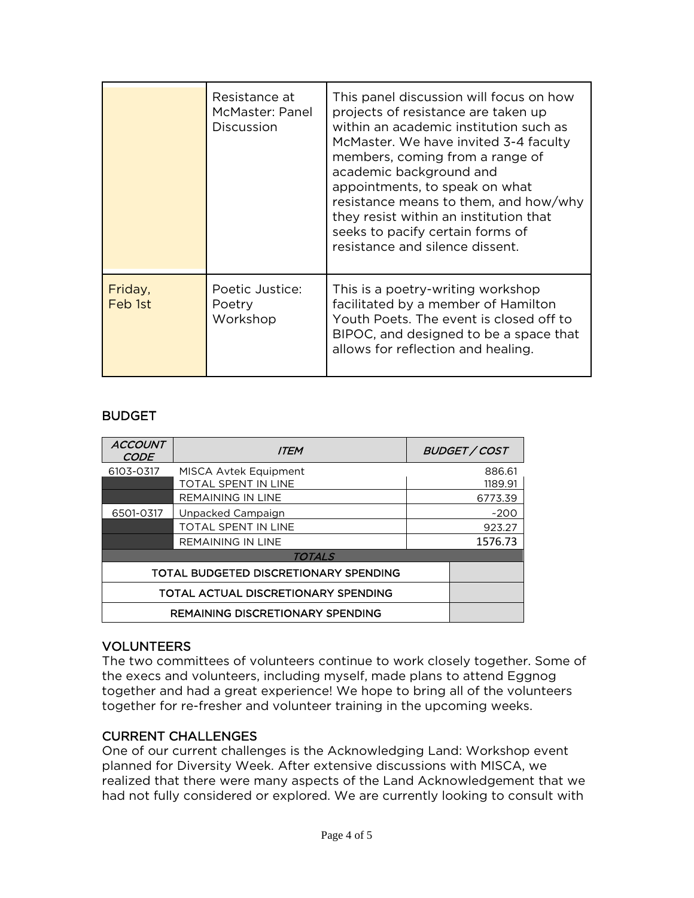| | | |
|---|---|---|
| | Resistance at McMaster: Panel Discussion | This panel discussion will focus on how projects of resistance are taken up within an academic institution such as McMaster. We have invited 3-4 faculty members, coming from a range of academic background and appointments, to speak on what resistance means to them, and how/why they resist within an institution that seeks to pacify certain forms of resistance and silence dissent. |
| Friday, Feb 1st | Poetic Justice: Poetry Workshop | This is a poetry-writing workshop facilitated by a member of Hamilton Youth Poets. The event is closed off to BIPOC, and designed to be a space that allows for reflection and healing. |

## BUDGET

| *ACCOUNT CODE* | *ITEM* | *BUDGET / COST* |
|---|---|---|
| 6103-0317 | MISCA Avtek Equipment | 886.61 |
| | TOTAL SPENT IN LINE | 1189.91 |
| | REMAINING IN LINE | 6773.39 |
| 6501-0317 | Unpacked Campaign | ~200 |
| | TOTAL SPENT IN LINE | 923.27 |
| | REMAINING IN LINE | 1576.73 |
| *TOTALS* | | |
| TOTAL BUDGETED DISCRETIONARY SPENDING | | |
| TOTAL ACTUAL DISCRETIONARY SPENDING | | |
| REMAINING DISCRETIONARY SPENDING | | |

## VOLUNTEERS

The two committees of volunteers continue to work closely together. Some of the execs and volunteers, including myself, made plans to attend Eggnog together and had a great experience! We hope to bring all of the volunteers together for re-fresher and volunteer training in the upcoming weeks.

## CURRENT CHALLENGES

One of our current challenges is the Acknowledging Land: Workshop event planned for Diversity Week. After extensive discussions with MISCA, we realized that there were many aspects of the Land Acknowledgement that we had not fully considered or explored. We are currently looking to consult with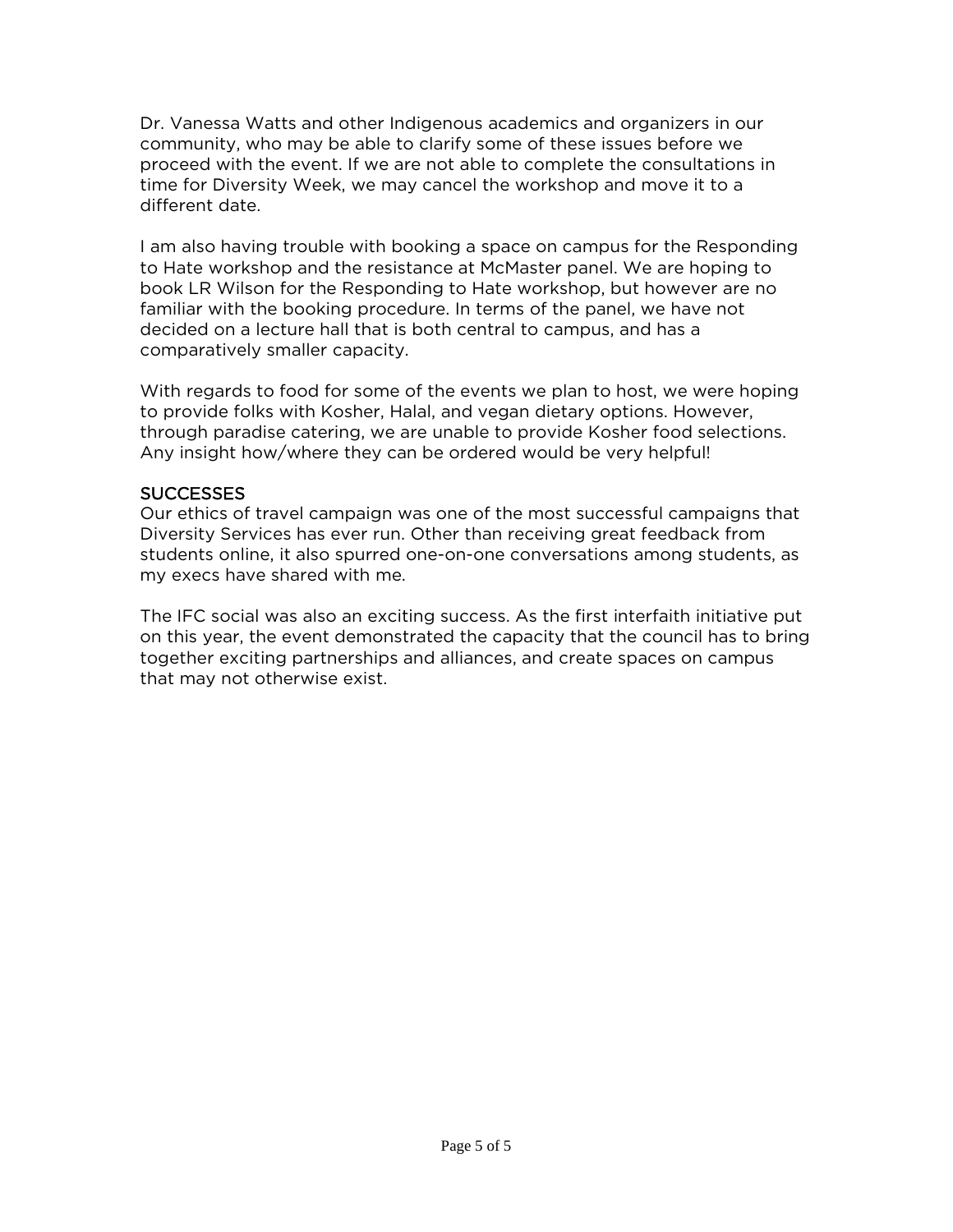Dr. Vanessa Watts and other Indigenous academics and organizers in our community, who may be able to clarify some of these issues before we proceed with the event. If we are not able to complete the consultations in time for Diversity Week, we may cancel the workshop and move it to a different date.

I am also having trouble with booking a space on campus for the Responding to Hate workshop and the resistance at McMaster panel. We are hoping to book LR Wilson for the Responding to Hate workshop, but however are no familiar with the booking procedure. In terms of the panel, we have not decided on a lecture hall that is both central to campus, and has a comparatively smaller capacity.

With regards to food for some of the events we plan to host, we were hoping to provide folks with Kosher, Halal, and vegan dietary options. However, through paradise catering, we are unable to provide Kosher food selections. Any insight how/where they can be ordered would be very helpful!

## SUCCESSES

Our ethics of travel campaign was one of the most successful campaigns that Diversity Services has ever run. Other than receiving great feedback from students online, it also spurred one-on-one conversations among students, as my execs have shared with me.

The IFC social was also an exciting success. As the first interfaith initiative put on this year, the event demonstrated the capacity that the council has to bring together exciting partnerships and alliances, and create spaces on campus that may not otherwise exist.